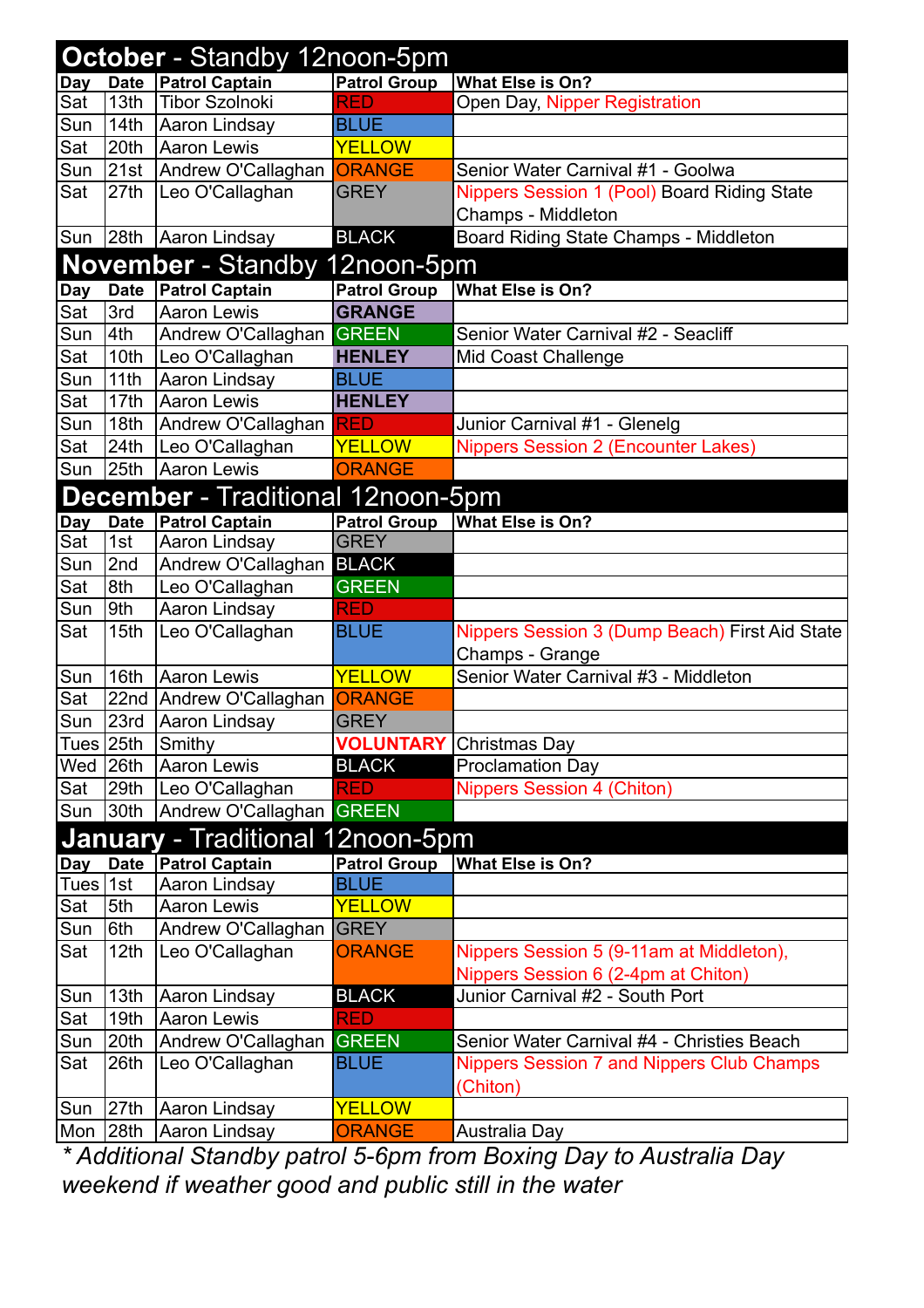## October - Standby 12noon-5pm

| Day | Date | Patrol Captain | Patrol Group | What Else is On? |
|---|---|---|---|---|
| Sat | 13th | Tibor Szolnoki | RED | Open Day, Nipper Registration |
| Sun | 14th | Aaron Lindsay | BLUE | |
| Sat | 20th | Aaron Lewis | YELLOW | |
| Sun | 21st | Andrew O'Callaghan | ORANGE | Senior Water Carnival #1 - Goolwa |
| Sat | 27th | Leo O'Callaghan | GREY | Nippers Session 1 (Pool) Board Riding State Champs - Middleton |
| Sun | 28th | Aaron Lindsay | BLACK | Board Riding State Champs - Middleton |

## November - Standby 12noon-5pm

| Day | Date | Patrol Captain | Patrol Group | What Else is On? |
|---|---|---|---|---|
| Sat | 3rd | Aaron Lewis | GRANGE | |
| Sun | 4th | Andrew O'Callaghan | GREEN | Senior Water Carnival #2 - Seacliff |
| Sat | 10th | Leo O'Callaghan | HENLEY | Mid Coast Challenge |
| Sun | 11th | Aaron Lindsay | BLUE | |
| Sat | 17th | Aaron Lewis | HENLEY | |
| Sun | 18th | Andrew O'Callaghan | RED | Junior Carnival #1 - Glenelg |
| Sat | 24th | Leo O'Callaghan | YELLOW | Nippers Session 2 (Encounter Lakes) |
| Sun | 25th | Aaron Lewis | ORANGE | |

## December - Traditional 12noon-5pm

| Day | Date | Patrol Captain | Patrol Group | What Else is On? |
|---|---|---|---|---|
| Sat | 1st | Aaron Lindsay | GREY | |
| Sun | 2nd | Andrew O'Callaghan | BLACK | |
| Sat | 8th | Leo O'Callaghan | GREEN | |
| Sun | 9th | Aaron Lindsay | RED | |
| Sat | 15th | Leo O'Callaghan | BLUE | Nippers Session 3 (Dump Beach) First Aid State Champs - Grange |
| Sun | 16th | Aaron Lewis | YELLOW | Senior Water Carnival #3 - Middleton |
| Sat | 22nd | Andrew O'Callaghan | ORANGE | |
| Sun | 23rd | Aaron Lindsay | GREY | |
| Tues | 25th | Smithy | VOLUNTARY | Christmas Day |
| Wed | 26th | Aaron Lewis | BLACK | Proclamation Day |
| Sat | 29th | Leo O'Callaghan | RED | Nippers Session 4 (Chiton) |
| Sun | 30th | Andrew O'Callaghan | GREEN | |

## January - Traditional 12noon-5pm

| Day | Date | Patrol Captain | Patrol Group | What Else is On? |
|---|---|---|---|---|
| Tues | 1st | Aaron Lindsay | BLUE | |
| Sat | 5th | Aaron Lewis | YELLOW | |
| Sun | 6th | Andrew O'Callaghan | GREY | |
| Sat | 12th | Leo O'Callaghan | ORANGE | Nippers Session 5 (9-11am at Middleton), Nippers Session 6 (2-4pm at Chiton) |
| Sun | 13th | Aaron Lindsay | BLACK | Junior Carnival #2 - South Port |
| Sat | 19th | Aaron Lewis | RED | |
| Sun | 20th | Andrew O'Callaghan | GREEN | Senior Water Carnival #4 - Christies Beach |
| Sat | 26th | Leo O'Callaghan | BLUE | Nippers Session 7 and Nippers Club Champs (Chiton) |
| Sun | 27th | Aaron Lindsay | YELLOW | |
| Mon | 28th | Aaron Lindsay | ORANGE | Australia Day |

*\* Additional Standby patrol 5-6pm from Boxing Day to Australia Day weekend if weather good and public still in the water*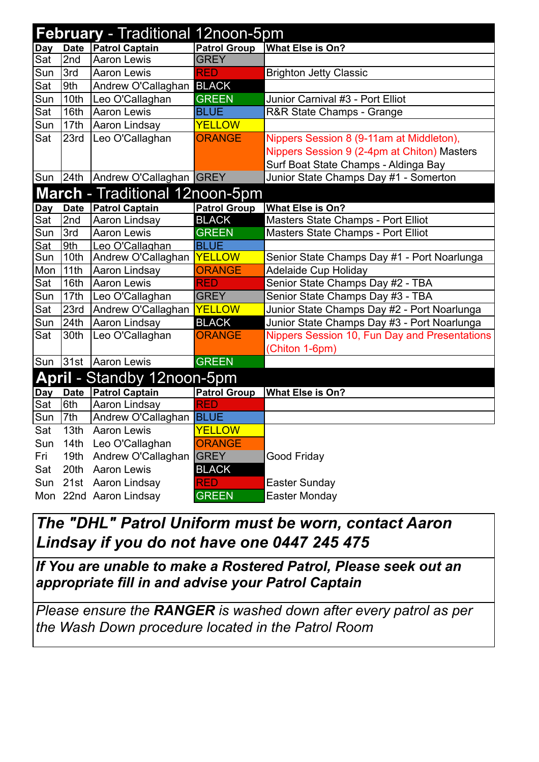## February - Traditional 12noon-5pm

| Day | Date | Patrol Captain | Patrol Group | What Else is On? |
|---|---|---|---|---|
| Sat | 2nd | Aaron Lewis | GREY | |
| Sun | 3rd | Aaron Lewis | RED | Brighton Jetty Classic |
| Sat | 9th | Andrew O'Callaghan | BLACK | |
| Sun | 10th | Leo O'Callaghan | GREEN | Junior Carnival #3 - Port Elliot |
| Sat | 16th | Aaron Lewis | BLUE | R&R State Champs - Grange |
| Sun | 17th | Aaron Lindsay | YELLOW | |
| Sat | 23rd | Leo O'Callaghan | ORANGE | Nippers Session 8 (9-11am at Middleton), Nippers Session 9 (2-4pm at Chiton) Masters Surf Boat State Champs - Aldinga Bay |
| Sun | 24th | Andrew O'Callaghan | GREY | Junior State Champs Day #1 - Somerton |

## March - Traditional 12noon-5pm

| Day | Date | Patrol Captain | Patrol Group | What Else is On? |
|---|---|---|---|---|
| Sat | 2nd | Aaron Lindsay | BLACK | Masters State Champs - Port Elliot |
| Sun | 3rd | Aaron Lewis | GREEN | Masters State Champs - Port Elliot |
| Sat | 9th | Leo O'Callaghan | BLUE | |
| Sun | 10th | Andrew O'Callaghan | YELLOW | Senior State Champs Day #1 - Port Noarlunga |
| Mon | 11th | Aaron Lindsay | ORANGE | Adelaide Cup Holiday |
| Sat | 16th | Aaron Lewis | RED | Senior State Champs Day #2 - TBA |
| Sun | 17th | Leo O'Callaghan | GREY | Senior State Champs Day #3 - TBA |
| Sat | 23rd | Andrew O'Callaghan | YELLOW | Junior State Champs Day #2 - Port Noarlunga |
| Sun | 24th | Aaron Lindsay | BLACK | Junior State Champs Day #3 - Port Noarlunga |
| Sat | 30th | Leo O'Callaghan | ORANGE | Nippers Session 10, Fun Day and Presentations (Chiton 1-6pm) |
| Sun | 31st | Aaron Lewis | GREEN | |

## April - Standby 12noon-5pm

| Day | Date | Patrol Captain | Patrol Group | What Else is On? |
|---|---|---|---|---|
| Sat | 6th | Aaron Lindsay | RED | |
| Sun | 7th | Andrew O'Callaghan | BLUE | |
| Sat | 13th | Aaron Lewis | YELLOW | |
| Sun | 14th | Leo O'Callaghan | ORANGE | |
| Fri | 19th | Andrew O'Callaghan | GREY | Good Friday |
| Sat | 20th | Aaron Lewis | BLACK | |
| Sun | 21st | Aaron Lindsay | RED | Easter Sunday |
| Mon | 22nd | Aaron Lindsay | GREEN | Easter Monday |

***The "DHL" Patrol Uniform must be worn, contact Aaron Lindsay if you do not have one 0447 245 475***

***If You are unable to make a Rostered Patrol, Please seek out an appropriate fill in and advise your Patrol Captain***

*Please ensure the **RANGER** is washed down after every patrol as per the Wash Down procedure located in the Patrol Room*